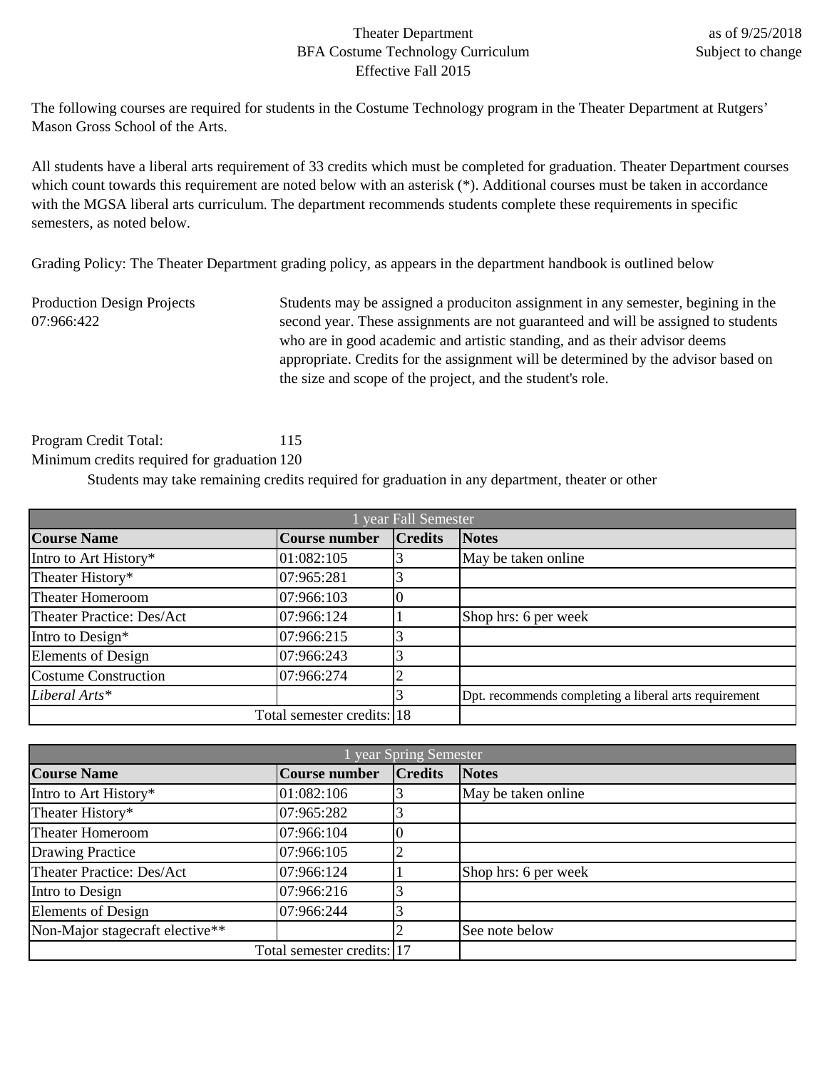Theater Department
BFA Costume Technology Curriculum
Effective Fall 2015

as of 9/25/2018
Subject to change

The following courses are required for students in the Costume Technology program in the Theater Department at Rutgers' Mason Gross School of the Arts.

All students have a liberal arts requirement of 33 credits which must be completed for graduation. Theater Department courses which count towards this requirement are noted below with an asterisk (*). Additional courses must be taken in accordance with the MGSA liberal arts curriculum. The department recommends students complete these requirements in specific semesters, as noted below.

Grading Policy: The Theater Department grading policy, as appears in the department handbook is outlined below

Production Design Projects
07:966:422

Students may be assigned a produciton assignment in any semester, begining in the second year. These assignments are not guaranteed and will be assigned to students who are in good academic and artistic standing, and as their advisor deems appropriate. Credits for the assignment will be determined by the advisor based on the size and scope of the project, and the student's role.

Program Credit Total: 115
Minimum credits required for graduation 120

Students may take remaining credits required for graduation in any department, theater or other

| 1 year Fall Semester | | | |
|---|---|---|---|
| **Course Name** | **Course number** | **Credits** | **Notes** |
| Intro to Art History* | 01:082:105 | 3 | May be taken online |
| Theater History* | 07:965:281 | 3 | |
| Theater Homeroom | 07:966:103 | 0 | |
| Theater Practice: Des/Act | 07:966:124 | 1 | Shop hrs: 6 per week |
| Intro to Design* | 07:966:215 | 3 | |
| Elements of Design | 07:966:243 | 3 | |
| Costume Construction | 07:966:274 | 2 | |
| *Liberal Arts** | | 3 | Dpt. recommends completing a liberal arts requirement |
| | Total semester credits: | 18 | |

| 1 year Spring Semester | | | |
|---|---|---|---|
| **Course Name** | **Course number** | **Credits** | **Notes** |
| Intro to Art History* | 01:082:106 | 3 | May be taken online |
| Theater History* | 07:965:282 | 3 | |
| Theater Homeroom | 07:966:104 | 0 | |
| Drawing Practice | 07:966:105 | 2 | |
| Theater Practice: Des/Act | 07:966:124 | 1 | Shop hrs: 6 per week |
| Intro to Design | 07:966:216 | 3 | |
| Elements of Design | 07:966:244 | 3 | |
| Non-Major stagecraft elective** | | 2 | See note below |
| | Total semester credits: | 17 | |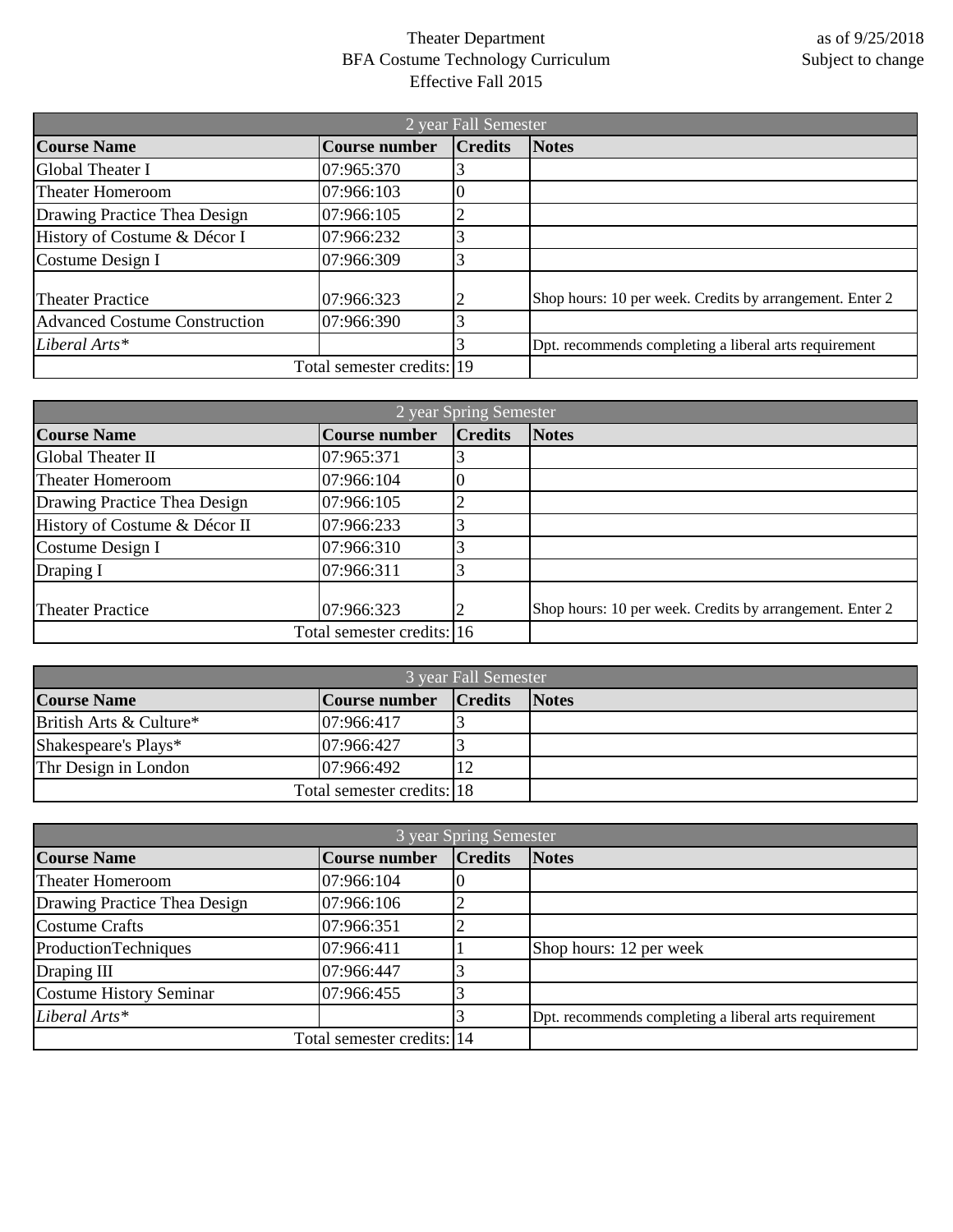Theater Department
BFA Costume Technology Curriculum
Effective Fall 2015

as of 9/25/2018
Subject to change

| 2 year Fall Semester | | | |
|---|---|---|---|
| **Course Name** | **Course number** | **Credits** | **Notes** |
| Global Theater I | 07:965:370 | 3 | |
| Theater Homeroom | 07:966:103 | 0 | |
| Drawing Practice Thea Design | 07:966:105 | 2 | |
| History of Costume & Décor I | 07:966:232 | 3 | |
| Costume Design I | 07:966:309 | 3 | |
| Theater Practice | 07:966:323 | 2 | Shop hours: 10 per week. Credits by arrangement. Enter 2 |
| Advanced Costume Construction | 07:966:390 | 3 | |
| *Liberal Arts** | | 3 | Dpt. recommends completing a liberal arts requirement |
| Total semester credits: | | 19 | |

| 2 year Spring Semester | | | |
|---|---|---|---|
| **Course Name** | **Course number** | **Credits** | **Notes** |
| Global Theater II | 07:965:371 | 3 | |
| Theater Homeroom | 07:966:104 | 0 | |
| Drawing Practice Thea Design | 07:966:105 | 2 | |
| History of Costume & Décor II | 07:966:233 | 3 | |
| Costume Design I | 07:966:310 | 3 | |
| Draping I | 07:966:311 | 3 | |
| Theater Practice | 07:966:323 | 2 | Shop hours: 10 per week. Credits by arrangement. Enter 2 |
| Total semester credits: | | 16 | |

| 3 year Fall Semester | | | |
|---|---|---|---|
| **Course Name** | **Course number** | **Credits** | **Notes** |
| British Arts & Culture* | 07:966:417 | 3 | |
| Shakespeare's Plays* | 07:966:427 | 3 | |
| Thr Design in London | 07:966:492 | 12 | |
| Total semester credits: | | 18 | |

| 3 year Spring Semester | | | |
|---|---|---|---|
| **Course Name** | **Course number** | **Credits** | **Notes** |
| Theater Homeroom | 07:966:104 | 0 | |
| Drawing Practice Thea Design | 07:966:106 | 2 | |
| Costume Crafts | 07:966:351 | 2 | |
| ProductionTechniques | 07:966:411 | 1 | Shop hours: 12 per week |
| Draping III | 07:966:447 | 3 | |
| Costume History Seminar | 07:966:455 | 3 | |
| *Liberal Arts** | | 3 | Dpt. recommends completing a liberal arts requirement |
| Total semester credits: | | 14 | |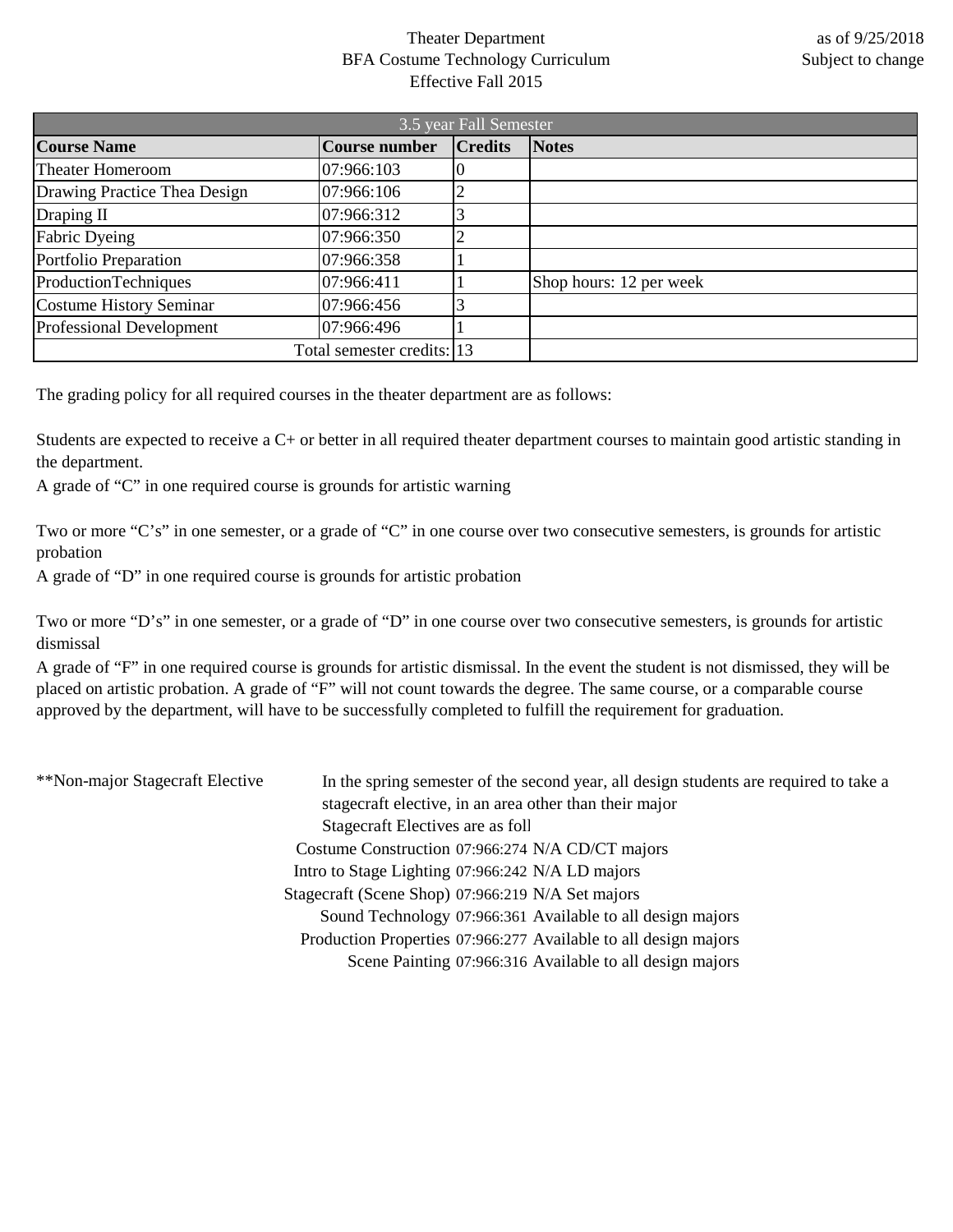Theater Department
BFA Costume Technology Curriculum
Effective Fall 2015

as of 9/25/2018
Subject to change

| 3.5 year Fall Semester | | | |
|---|---|---|---|
| **Course Name** | **Course number** | **Credits** | **Notes** |
| Theater Homeroom | 07:966:103 | 0 | |
| Drawing Practice Thea Design | 07:966:106 | 2 | |
| Draping II | 07:966:312 | 3 | |
| Fabric Dyeing | 07:966:350 | 2 | |
| Portfolio Preparation | 07:966:358 | 1 | |
| ProductionTechniques | 07:966:411 | 1 | Shop hours: 12 per week |
| Costume History Seminar | 07:966:456 | 3 | |
| Professional Development | 07:966:496 | 1 | |
| | Total semester credits: | 13 | |

The grading policy for all required courses in the theater department are as follows:

Students are expected to receive a C+ or better in all required theater department courses to maintain good artistic standing in the department.
A grade of "C" in one required course is grounds for artistic warning

Two or more "C's" in one semester, or a grade of "C" in one course over two consecutive semesters, is grounds for artistic probation
A grade of "D" in one required course is grounds for artistic probation

Two or more "D's" in one semester, or a grade of "D" in one course over two consecutive semesters, is grounds for artistic dismissal
A grade of "F" in one required course is grounds for artistic dismissal. In the event the student is not dismissed, they will be placed on artistic probation. A grade of "F" will not count towards the degree. The same course, or a comparable course approved by the department, will have to be successfully completed to fulfill the requirement for graduation.

**Non-major Stagecraft Elective

In the spring semester of the second year, all design students are required to take a stagecraft elective, in an area other than their major
Stagecraft Electives are as foll

| | | |
|---|---|---|
| Costume Construction | 07:966:274 | N/A CD/CT majors |
| Intro to Stage Lighting | 07:966:242 | N/A LD majors |
| Stagecraft (Scene Shop) | 07:966:219 | N/A Set majors |
| Sound Technology | 07:966:361 | Available to all design majors |
| Production Properties | 07:966:277 | Available to all design majors |
| Scene Painting | 07:966:316 | Available to all design majors |